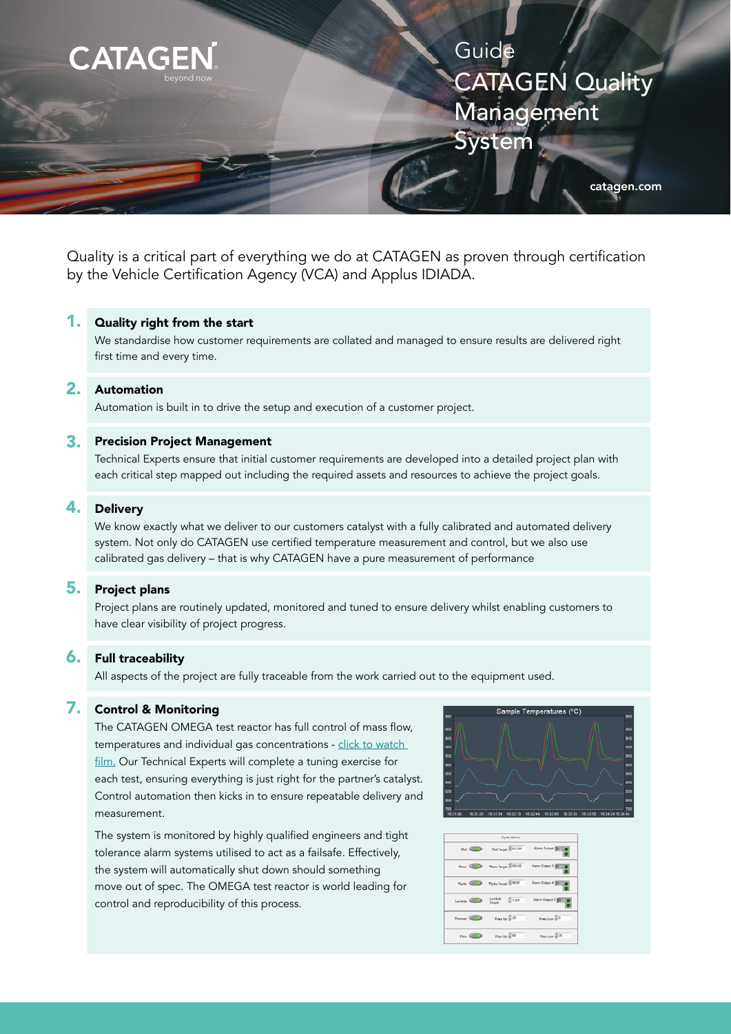CATAGEN

beyond now

Guide

# CATAGEN Quality Management System

catagen.com

Quality is a critical part of everything we do at CATAGEN as proven through certification by the Vehicle Certification Agency (VCA) and Applus IDIADA.

## 1. Quality right from the start

We standardise how customer requirements are collated and managed to ensure results are delivered right first time and every time.

## 2. Automation

Automation is built in to drive the setup and execution of a customer project.

## 3. Precision Project Management

Technical Experts ensure that initial customer requirements are developed into a detailed project plan with each critical step mapped out including the required assets and resources to achieve the project goals.

## 4. Delivery

We know exactly what we deliver to our customers catalyst with a fully calibrated and automated delivery system. Not only do CATAGEN use certified temperature measurement and control, but we also use calibrated gas delivery – that is why CATAGEN have a pure measurement of performance

## 5. Project plans

Project plans are routinely updated, monitored and tuned to ensure delivery whilst enabling customers to have clear visibility of project progress.

## 6. Full traceability

All aspects of the project are fully traceable from the work carried out to the equipment used.

## 7. Control & Monitoring

The CATAGEN OMEGA test reactor has full control of mass flow, temperatures and individual gas concentrations - [click to watch film.]() Our Technical Experts will complete a tuning exercise for each test, ensuring everything is just right for the partner's catalyst. Control automation then kicks in to ensure repeatable delivery and measurement.

The system is monitored by highly qualified engineers and tight tolerance alarm systems utilised to act as a failsafe. Effectively, the system will automatically shut down should something move out of spec. The OMEGA test reactor is world leading for control and reproducibility of this process.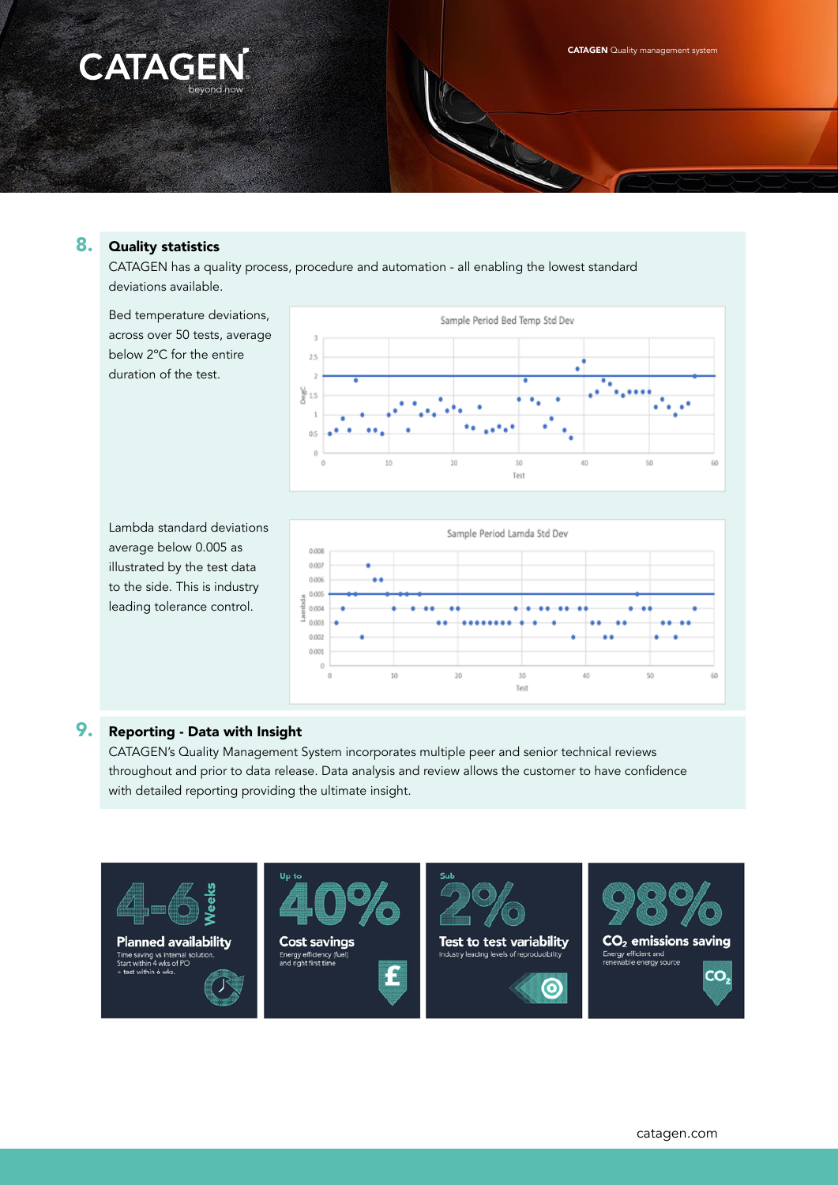CATAGEN
beyond now

CATAGEN Quality management system

## 8. Quality statistics

CATAGEN has a quality process, procedure and automation - all enabling the lowest standard deviations available.

Bed temperature deviations, across over 50 tests, average below 2°C for the entire duration of the test.

Sample Period Bed Temp Std Dev

DegC

3
2.5
2
1.5
1
0.5
0

0 10 20 30 40 50 60

Test

Lambda standard deviations average below 0.005 as illustrated by the test data to the side. This is industry leading tolerance control.

Sample Period Lamda Std Dev

Lambda

0.008
0.007
0.006
0.005
0.004
0.003
0.002
0.001
0

0 10 20 30 40 50 60

Test

## 9. Reporting - Data with Insight

CATAGEN's Quality Management System incorporates multiple peer and senior technical reviews throughout and prior to data release. Data analysis and review allows the customer to have confidence with detailed reporting providing the ultimate insight.

**4-6 Weeks**
**Planned availability**
Time saving vs internal solution. Start within 4 wks of PO + test within 6 wks.

Up to **40%**
**Cost savings**
Energy efficiency (fuel) and right first time

Sub **2%**
**Test to test variability**
Industry leading levels of reproducibility

**98%**
**$CO_2$ emissions saving**
Energy efficient and renewable energy source

catagen.com